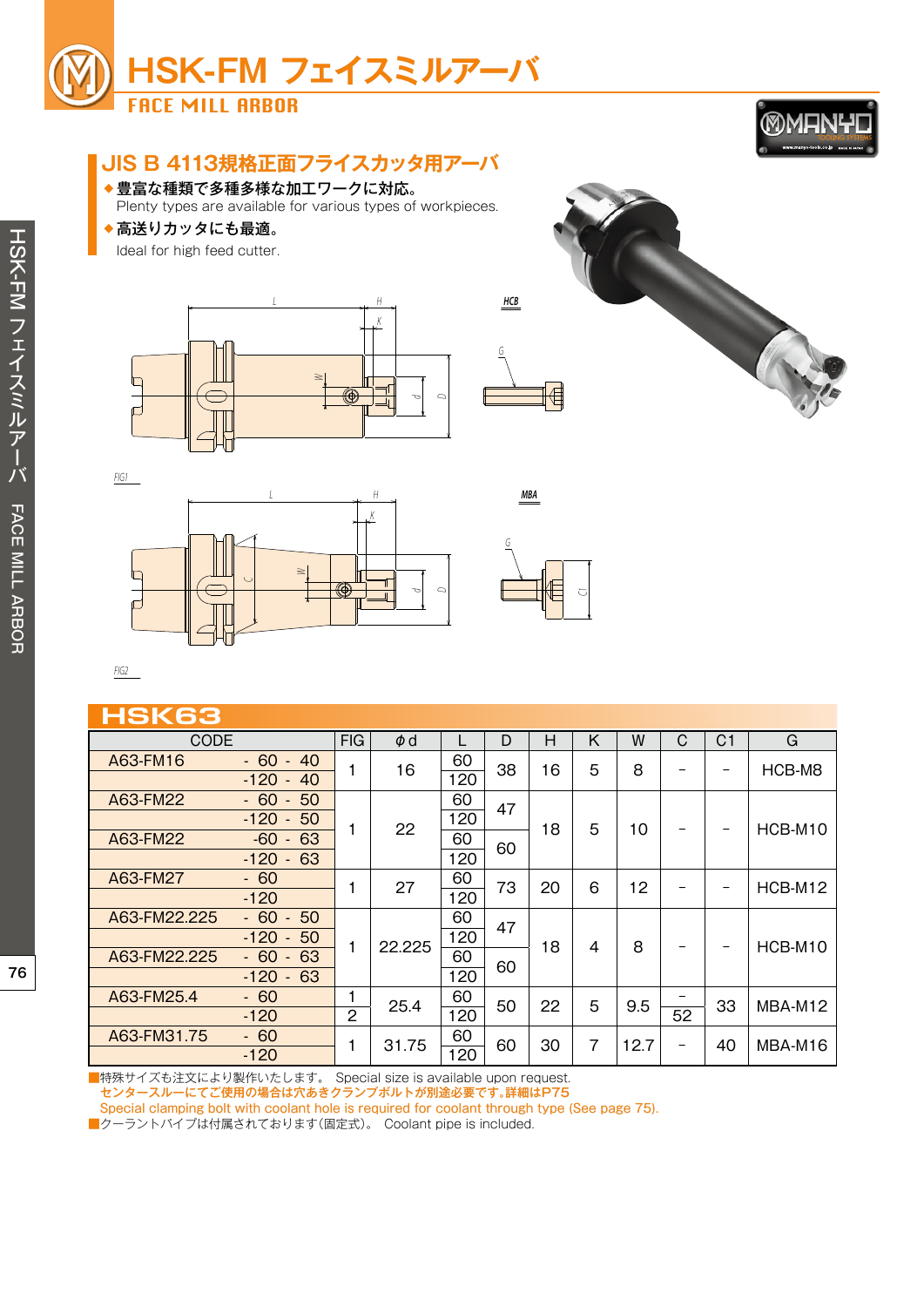# HSK-FM フェイスミルアーバ

FACE MILL ARBOR

## JIS B 4113規格正面フライスカッタ用アーバ

- ◆豊富な種類で多種多様な加工ワークに対応。
  Plenty types are available for various types of workpieces.
- ◆高送りカッタにも最適。
  Ideal for high feed cutter.

HCB

FIG1

MBA

FIG2

## HSK63

| CODE | | FIG | φd | L | D | H | K | W | C | C1 | G |
|---|---|---|---|---|---|---|---|---|---|---|---|
| A63-FM16 | - 60 - 40 | 1 | 16 | 60 | 38 | 16 | 5 | 8 | – | – | HCB-M8 |
| | -120 - 40 | | | 120 | | | | | | | |
| A63-FM22 | - 60 - 50 | 1 | 22 | 60 | 47 | 18 | 5 | 10 | – | – | HCB-M10 |
| | -120 - 50 | | | 120 | | | | | | | |
| A63-FM22 | -60 - 63 | | | 60 | 60 | | | | | | |
| | -120 - 63 | | | 120 | | | | | | | |
| A63-FM27 | - 60 | 1 | 27 | 60 | 73 | 20 | 6 | 12 | – | – | HCB-M12 |
| | -120 | | | 120 | | | | | | | |
| A63-FM22.225 | - 60 - 50 | 1 | 22.225 | 60 | 47 | 18 | 4 | 8 | – | – | HCB-M10 |
| | -120 - 50 | | | 120 | | | | | | | |
| A63-FM22.225 | - 60 - 63 | | | 60 | 60 | | | | | | |
| | -120 - 63 | | | 120 | | | | | | | |
| A63-FM25.4 | - 60 | 1 | 25.4 | 60 | 50 | 22 | 5 | 9.5 | – | 33 | MBA-M12 |
| | -120 | 2 | | 120 | | | | | 52 | | |
| A63-FM31.75 | - 60 | 1 | 31.75 | 60 | 60 | 30 | 7 | 12.7 | – | 40 | MBA-M16 |
| | -120 | | | 120 | | | | | | | |

■特殊サイズも注文により製作いたします。 Special size is available upon request.
センタースルーにてご使用の場合は穴あきクランプボルトが別途必要です。詳細はP75
Special clamping bolt with coolant hole is required for coolant through type (See page 75).
■クーラントパイプは付属されております(固定式)。 Coolant pipe is included.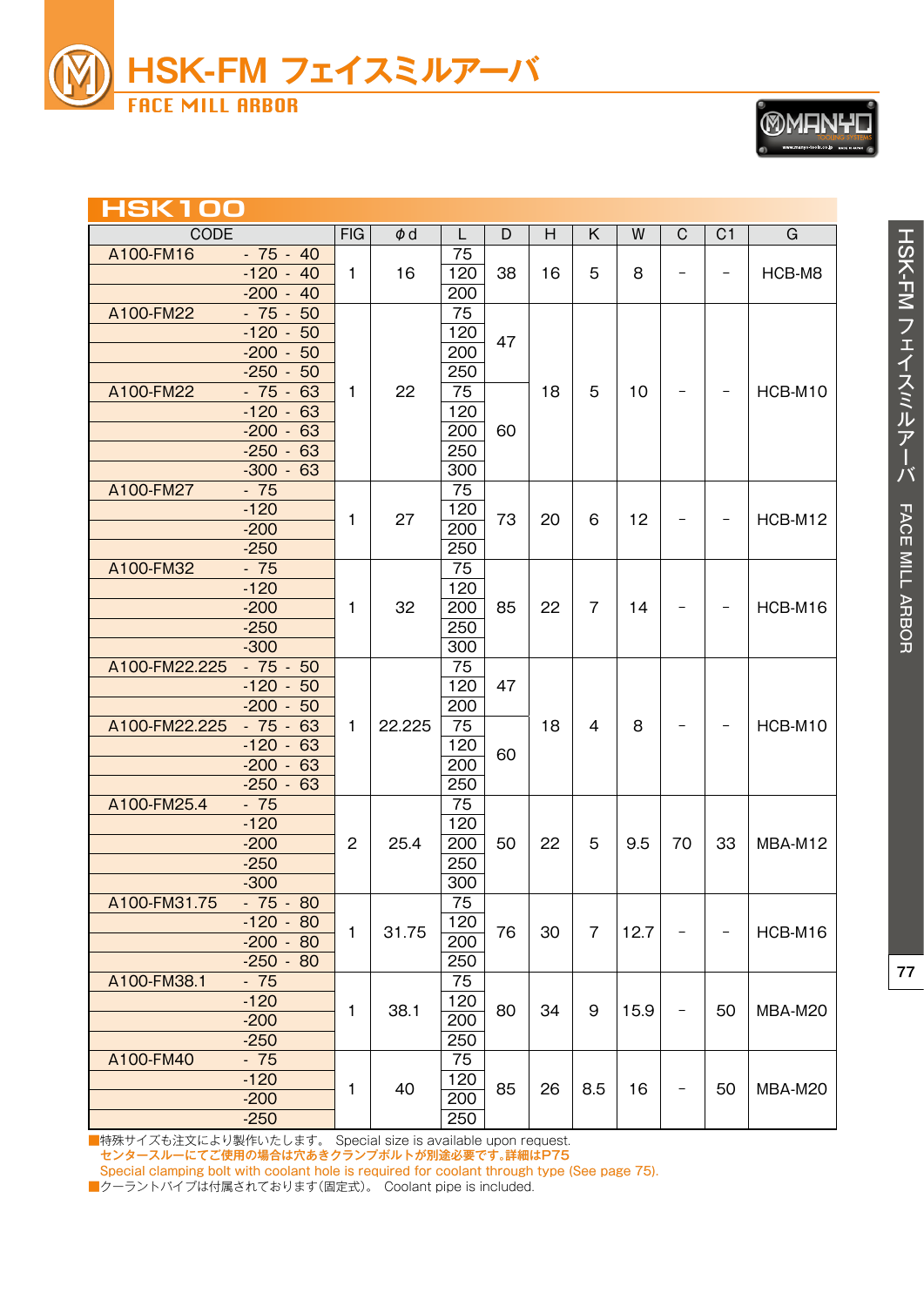# HSK-FM フェイスミルアーバ

FACE MILL ARBOR

## HSK100

| CODE | | FIG | φd | L | D | H | K | W | C | C1 | G |
|---|---|---|---|---|---|---|---|---|---|---|---|
| A100-FM16 | - 75 - 40 | 1 | 16 | 75 | 38 | 16 | 5 | 8 | – | – | HCB-M8 |
| | -120 - 40 | | | 120 | | | | | | | |
| | -200 - 40 | | | 200 | | | | | | | |
| A100-FM22 | - 75 - 50 | 1 | 22 | 75 | 47 | 18 | 5 | 10 | – | – | HCB-M10 |
| | -120 - 50 | | | 120 | | | | | | | |
| | -200 - 50 | | | 200 | | | | | | | |
| | -250 - 50 | | | 250 | | | | | | | |
| A100-FM22 | - 75 - 63 | | | 75 | 60 | | | | | | |
| | -120 - 63 | | | 120 | | | | | | | |
| | -200 - 63 | | | 200 | | | | | | | |
| | -250 - 63 | | | 250 | | | | | | | |
| | -300 - 63 | | | 300 | | | | | | | |
| A100-FM27 | - 75 | 1 | 27 | 75 | 73 | 20 | 6 | 12 | – | – | HCB-M12 |
| | -120 | | | 120 | | | | | | | |
| | -200 | | | 200 | | | | | | | |
| | -250 | | | 250 | | | | | | | |
| A100-FM32 | - 75 | 1 | 32 | 75 | 85 | 22 | 7 | 14 | – | – | HCB-M16 |
| | -120 | | | 120 | | | | | | | |
| | -200 | | | 200 | | | | | | | |
| | -250 | | | 250 | | | | | | | |
| | -300 | | | 300 | | | | | | | |
| A100-FM22.225 | - 75 - 50 | 1 | 22.225 | 75 | 47 | 18 | 4 | 8 | – | – | HCB-M10 |
| | -120 - 50 | | | 120 | | | | | | | |
| | -200 - 50 | | | 200 | | | | | | | |
| A100-FM22.225 | - 75 - 63 | | | 75 | 60 | | | | | | |
| | -120 - 63 | | | 120 | | | | | | | |
| | -200 - 63 | | | 200 | | | | | | | |
| | -250 - 63 | | | 250 | | | | | | | |
| A100-FM25.4 | - 75 | 2 | 25.4 | 75 | 50 | 22 | 5 | 9.5 | 70 | 33 | MBA-M12 |
| | -120 | | | 120 | | | | | | | |
| | -200 | | | 200 | | | | | | | |
| | -250 | | | 250 | | | | | | | |
| | -300 | | | 300 | | | | | | | |
| A100-FM31.75 | - 75 - 80 | 1 | 31.75 | 75 | 76 | 30 | 7 | 12.7 | – | – | HCB-M16 |
| | -120 - 80 | | | 120 | | | | | | | |
| | -200 - 80 | | | 200 | | | | | | | |
| | -250 - 80 | | | 250 | | | | | | | |
| A100-FM38.1 | - 75 | 1 | 38.1 | 75 | 80 | 34 | 9 | 15.9 | – | 50 | MBA-M20 |
| | -120 | | | 120 | | | | | | | |
| | -200 | | | 200 | | | | | | | |
| | -250 | | | 250 | | | | | | | |
| A100-FM40 | - 75 | 1 | 40 | 75 | 85 | 26 | 8.5 | 16 | – | 50 | MBA-M20 |
| | -120 | | | 120 | | | | | | | |
| | -200 | | | 200 | | | | | | | |
| | -250 | | | 250 | | | | | | | |

■特殊サイズも注文により製作いたします。 Special size is available upon request.
センタースルーにてご使用の場合は穴あきクランプボルトが別途必要です。詳細はP75
Special clamping bolt with coolant hole is required for coolant through type (See page 75).
■クーラントパイプは付属されております(固定式)。 Coolant pipe is included.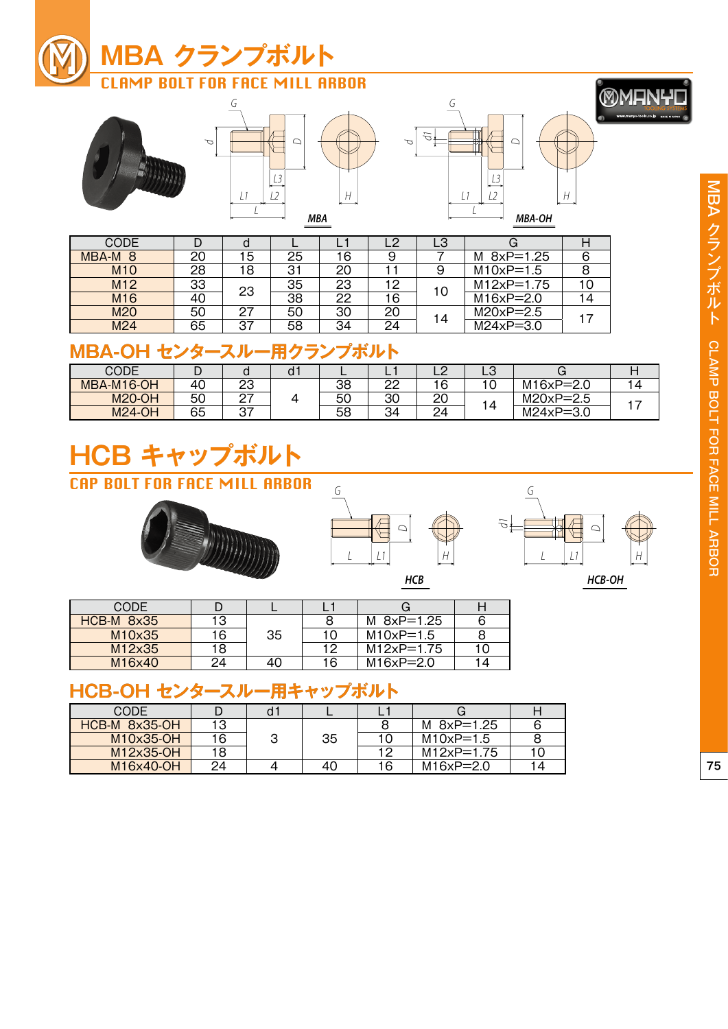# MBA クランプボルト

## CLAMP BOLT FOR FACE MILL ARBOR

MBA　　MBA-OH

| CODE | D | d | L | L1 | L2 | L3 | G | H |
|---|---|---|---|---|---|---|---|---|
| MBA-M 8 | 20 | 15 | 25 | 16 | 9 | 7 | M 8xP=1.25 | 6 |
| M10 | 28 | 18 | 31 | 20 | 11 | 9 | M10xP=1.5 | 8 |
| M12 | 33 | 23 | 35 | 23 | 12 | 10 | M12xP=1.75 | 10 |
| M16 | 40 | | 38 | 22 | 16 | | M16xP=2.0 | 14 |
| M20 | 50 | 27 | 50 | 30 | 20 | 14 | M20xP=2.5 | 17 |
| M24 | 65 | 37 | 58 | 34 | 24 | | M24xP=3.0 | |

## MBA-OH センタースルー用クランプボルト

| CODE | D | d | d1 | L | L1 | L2 | L3 | G | H |
|---|---|---|---|---|---|---|---|---|---|
| MBA-M16-OH | 40 | 23 | 4 | 38 | 22 | 16 | 10 | M16xP=2.0 | 14 |
| M20-OH | 50 | 27 | | 50 | 30 | 20 | 14 | M20xP=2.5 | 17 |
| M24-OH | 65 | 37 | | 58 | 34 | 24 | | M24xP=3.0 | |

# HCB キャップボルト

## CAP BOLT FOR FACE MILL ARBOR

HCB　　HCB-OH

| CODE | D | L | L1 | G | H |
|---|---|---|---|---|---|
| HCB-M 8x35 | 13 | 35 | 8 | M 8xP=1.25 | 6 |
| M10x35 | 16 | | 10 | M10xP=1.5 | 8 |
| M12x35 | 18 | | 12 | M12xP=1.75 | 10 |
| M16x40 | 24 | 40 | 16 | M16xP=2.0 | 14 |

## HCB-OH センタースルー用キャップボルト

| CODE | D | d1 | L | L1 | G | H |
|---|---|---|---|---|---|---|
| HCB-M 8x35-OH | 13 | 3 | 35 | 8 | M 8xP=1.25 | 6 |
| M10x35-OH | 16 | | | 10 | M10xP=1.5 | 8 |
| M12x35-OH | 18 | | | 12 | M12xP=1.75 | 10 |
| M16x40-OH | 24 | 4 | 40 | 16 | M16xP=2.0 | 14 |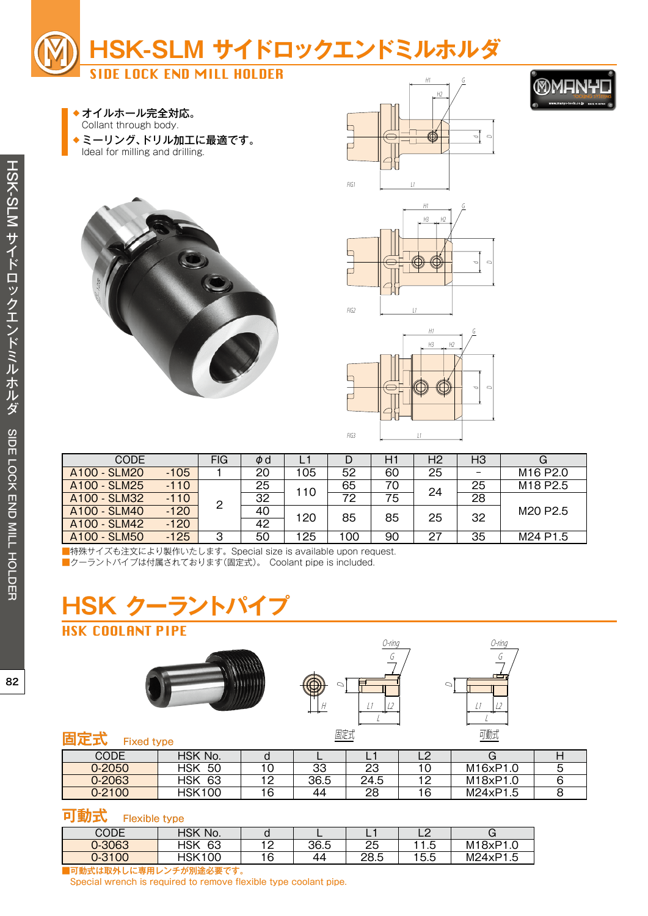# HSK-SLM サイドロックエンドミルホルダ

## SIDE LOCK END MILL HOLDER

- ◆オイルホール完全対応。
  Collant through body.
- ◆ミーリング、ドリル加工に最適です。
  Ideal for milling and drilling.

| CODE | FIG | φd | L1 | D | H1 | H2 | H3 | G |
|---|---|---|---|---|---|---|---|---|
| A100 - SLM20 -105 | 1 | 20 | 105 | 52 | 60 | 25 | － | M16 P2.0 |
| A100 - SLM25 -110 | 2 | 25 | 110 | 65 | 70 | 24 | 25 | M18 P2.5 |
| A100 - SLM32 -110 | 2 | 32 | 110 | 72 | 75 | 24 | 28 | M20 P2.5 |
| A100 - SLM40 -120 | 2 | 40 | 120 | 85 | 85 | 25 | 32 | M20 P2.5 |
| A100 - SLM42 -120 | 2 | 42 | 120 | 85 | 85 | 25 | 32 | M20 P2.5 |
| A100 - SLM50 -125 | 3 | 50 | 125 | 100 | 90 | 27 | 35 | M24 P1.5 |

■特殊サイズも注文により製作いたします。Special size is available upon request.
■クーラントパイプは付属されております(固定式)。 Coolant pipe is included.

# HSK クーラントパイプ

## HSK COOLANT PIPE

### 固定式 Fixed type

| CODE | HSK No. | d | L | L1 | L2 | G | H |
|---|---|---|---|---|---|---|---|
| 0-2050 | HSK 50 | 10 | 33 | 23 | 10 | M16xP1.0 | 5 |
| 0-2063 | HSK 63 | 12 | 36.5 | 24.5 | 12 | M18xP1.0 | 6 |
| 0-2100 | HSK100 | 16 | 44 | 28 | 16 | M24xP1.5 | 8 |

### 可動式 Flexible type

| CODE | HSK No. | d | L | L1 | L2 | G |
|---|---|---|---|---|---|---|
| 0-3063 | HSK 63 | 12 | 36.5 | 25 | 11.5 | M18xP1.0 |
| 0-3100 | HSK100 | 16 | 44 | 28.5 | 15.5 | M24xP1.5 |

■可動式は取外しに専用レンチが別途必要です。
Special wrench is required to remove flexible type coolant pipe.